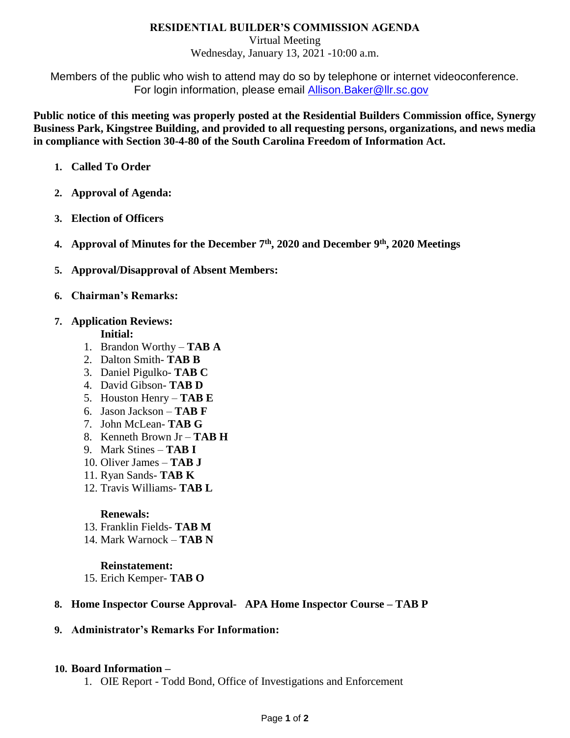# RESIDENTIAL BUILDER'S COMMISSION AGENDA

Virtual Meeting

Wednesday, January 13, 2021 -10:00 a.m.

Members of the public who wish to attend may do so by telephone or internet videoconference. For login information, please email Allison.Baker@llr.sc.gov

**Public notice of this meeting was properly posted at the Residential Builders Commission office, Synergy Business Park, Kingstree Building, and provided to all requesting persons, organizations, and news media in compliance with Section 30-4-80 of the South Carolina Freedom of Information Act.**

1. **Called To Order**
2. **Approval of Agenda:**
3. **Election of Officers**
4. **Approval of Minutes for the December 7th, 2020 and December 9th, 2020 Meetings**
5. **Approval/Disapproval of Absent Members:**
6. **Chairman's Remarks:**
7. **Application Reviews:**

   **Initial:**
   1. Brandon Worthy – **TAB A**
   2. Dalton Smith- **TAB B**
   3. Daniel Pigulko- **TAB C**
   4. David Gibson- **TAB D**
   5. Houston Henry – **TAB E**
   6. Jason Jackson – **TAB F**
   7. John McLean- **TAB G**
   8. Kenneth Brown Jr – **TAB H**
   9. Mark Stines – **TAB I**
   10. Oliver James – **TAB J**
   11. Ryan Sands- **TAB K**
   12. Travis Williams- **TAB L**

   **Renewals:**

   13. Franklin Fields- **TAB M**
   14. Mark Warnock – **TAB N**

   **Reinstatement:**

   15. Erich Kemper- **TAB O**

8. **Home Inspector Course Approval- APA Home Inspector Course – TAB P**
9. **Administrator's Remarks For Information:**
10. **Board Information –**
    1. OIE Report - Todd Bond, Office of Investigations and Enforcement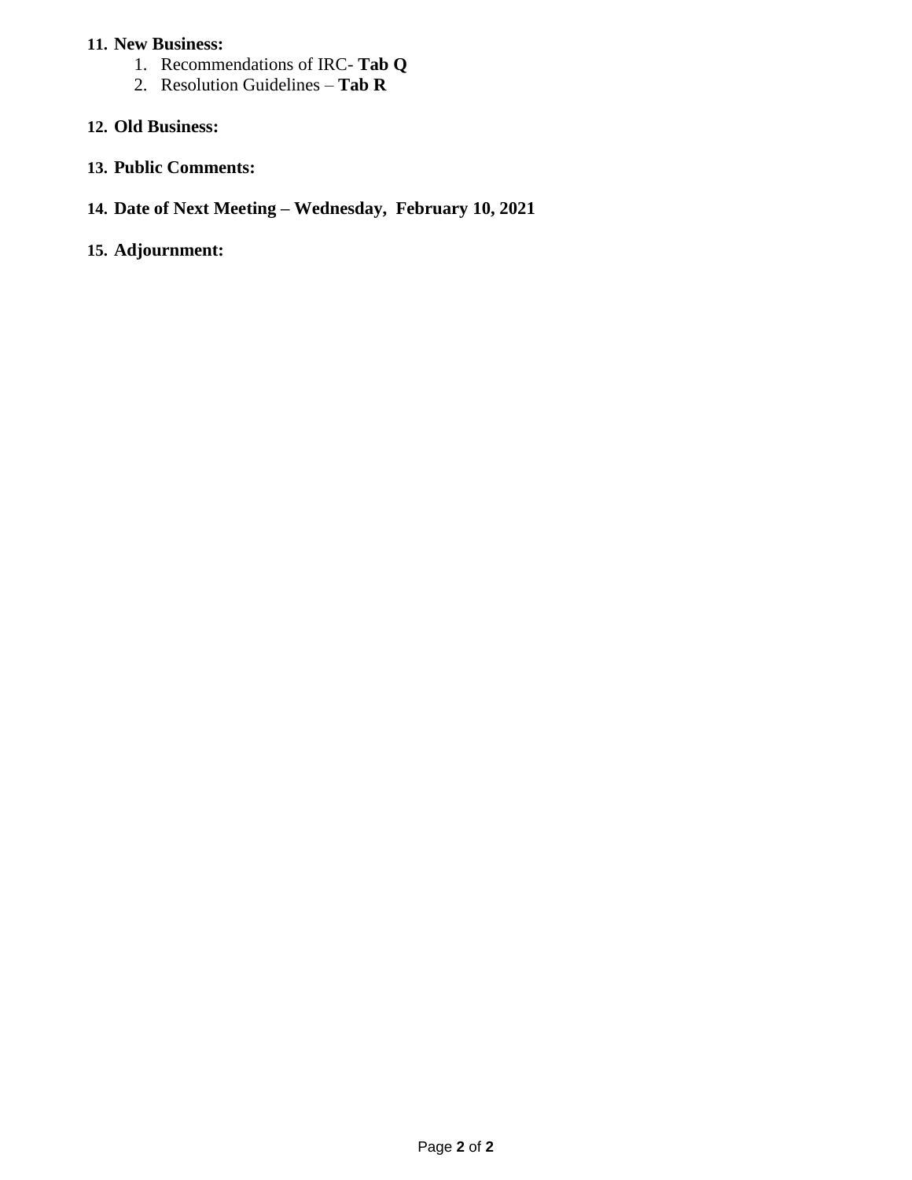**11. New Business:**

1. Recommendations of IRC- **Tab Q**
2. Resolution Guidelines – **Tab R**

**12. Old Business:**

**13. Public Comments:**

**14. Date of Next Meeting – Wednesday, February 10, 2021**

**15. Adjournment:**